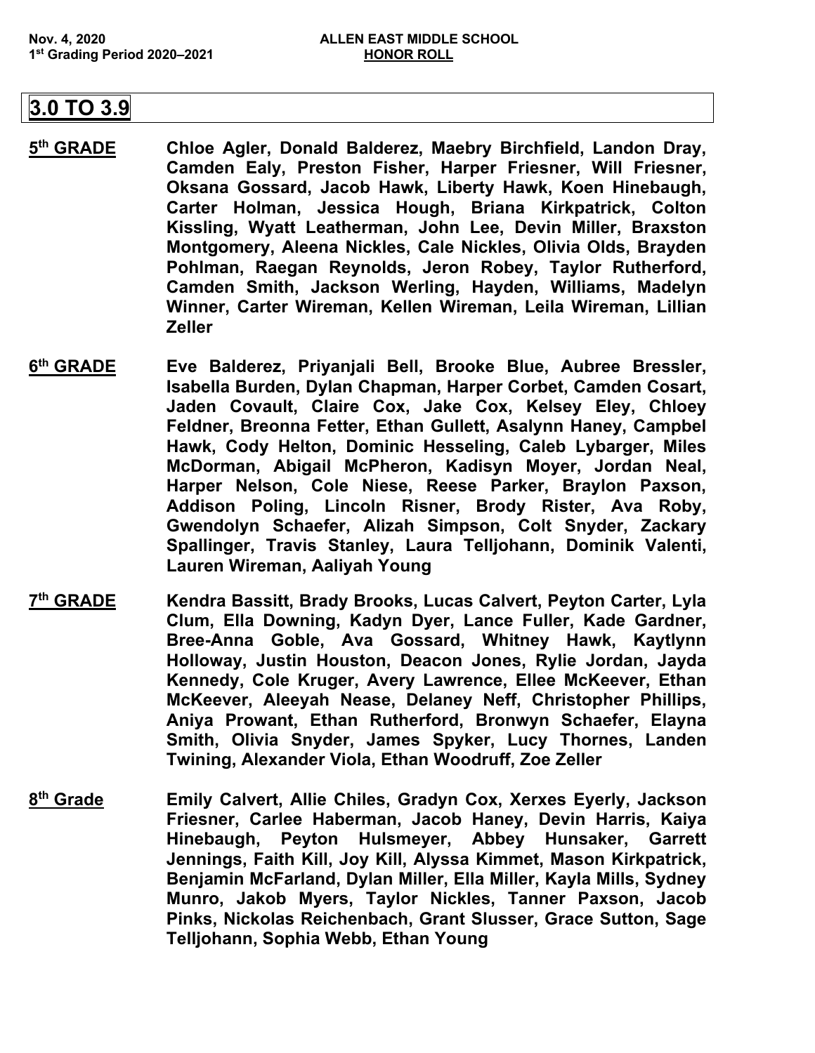Nov. 4, 2020 **ALLEN EAST MIDDLE SCHOOL**
1st Grading Period 2020–2021 **HONOR ROLL**

# 3.0 TO 3.9

**5th GRADE** Chloe Agler, Donald Balderez, Maebry Birchfield, Landon Dray, Camden Ealy, Preston Fisher, Harper Friesner, Will Friesner, Oksana Gossard, Jacob Hawk, Liberty Hawk, Koen Hinebaugh, Carter Holman, Jessica Hough, Briana Kirkpatrick, Colton Kissling, Wyatt Leatherman, John Lee, Devin Miller, Braxston Montgomery, Aleena Nickles, Cale Nickles, Olivia Olds, Brayden Pohlman, Raegan Reynolds, Jeron Robey, Taylor Rutherford, Camden Smith, Jackson Werling, Hayden, Williams, Madelyn Winner, Carter Wireman, Kellen Wireman, Leila Wireman, Lillian Zeller

**6th GRADE** Eve Balderez, Priyanjali Bell, Brooke Blue, Aubree Bressler, Isabella Burden, Dylan Chapman, Harper Corbet, Camden Cosart, Jaden Covault, Claire Cox, Jake Cox, Kelsey Eley, Chloey Feldner, Breonna Fetter, Ethan Gullett, Asalynn Haney, Campbel Hawk, Cody Helton, Dominic Hesseling, Caleb Lybarger, Miles McDorman, Abigail McPheron, Kadisyn Moyer, Jordan Neal, Harper Nelson, Cole Niese, Reese Parker, Braylon Paxson, Addison Poling, Lincoln Risner, Brody Rister, Ava Roby, Gwendolyn Schaefer, Alizah Simpson, Colt Snyder, Zackary Spallinger, Travis Stanley, Laura Telljohann, Dominik Valenti, Lauren Wireman, Aaliyah Young

**7th GRADE** Kendra Bassitt, Brady Brooks, Lucas Calvert, Peyton Carter, Lyla Clum, Ella Downing, Kadyn Dyer, Lance Fuller, Kade Gardner, Bree-Anna Goble, Ava Gossard, Whitney Hawk, Kaytlynn Holloway, Justin Houston, Deacon Jones, Rylie Jordan, Jayda Kennedy, Cole Kruger, Avery Lawrence, Ellee McKeever, Ethan McKeever, Aleeyah Nease, Delaney Neff, Christopher Phillips, Aniya Prowant, Ethan Rutherford, Bronwyn Schaefer, Elayna Smith, Olivia Snyder, James Spyker, Lucy Thornes, Landen Twining, Alexander Viola, Ethan Woodruff, Zoe Zeller

**8th Grade** Emily Calvert, Allie Chiles, Gradyn Cox, Xerxes Eyerly, Jackson Friesner, Carlee Haberman, Jacob Haney, Devin Harris, Kaiya Hinebaugh, Peyton Hulsmeyer, Abbey Hunsaker, Garrett Jennings, Faith Kill, Joy Kill, Alyssa Kimmet, Mason Kirkpatrick, Benjamin McFarland, Dylan Miller, Ella Miller, Kayla Mills, Sydney Munro, Jakob Myers, Taylor Nickles, Tanner Paxson, Jacob Pinks, Nickolas Reichenbach, Grant Slusser, Grace Sutton, Sage Telljohann, Sophia Webb, Ethan Young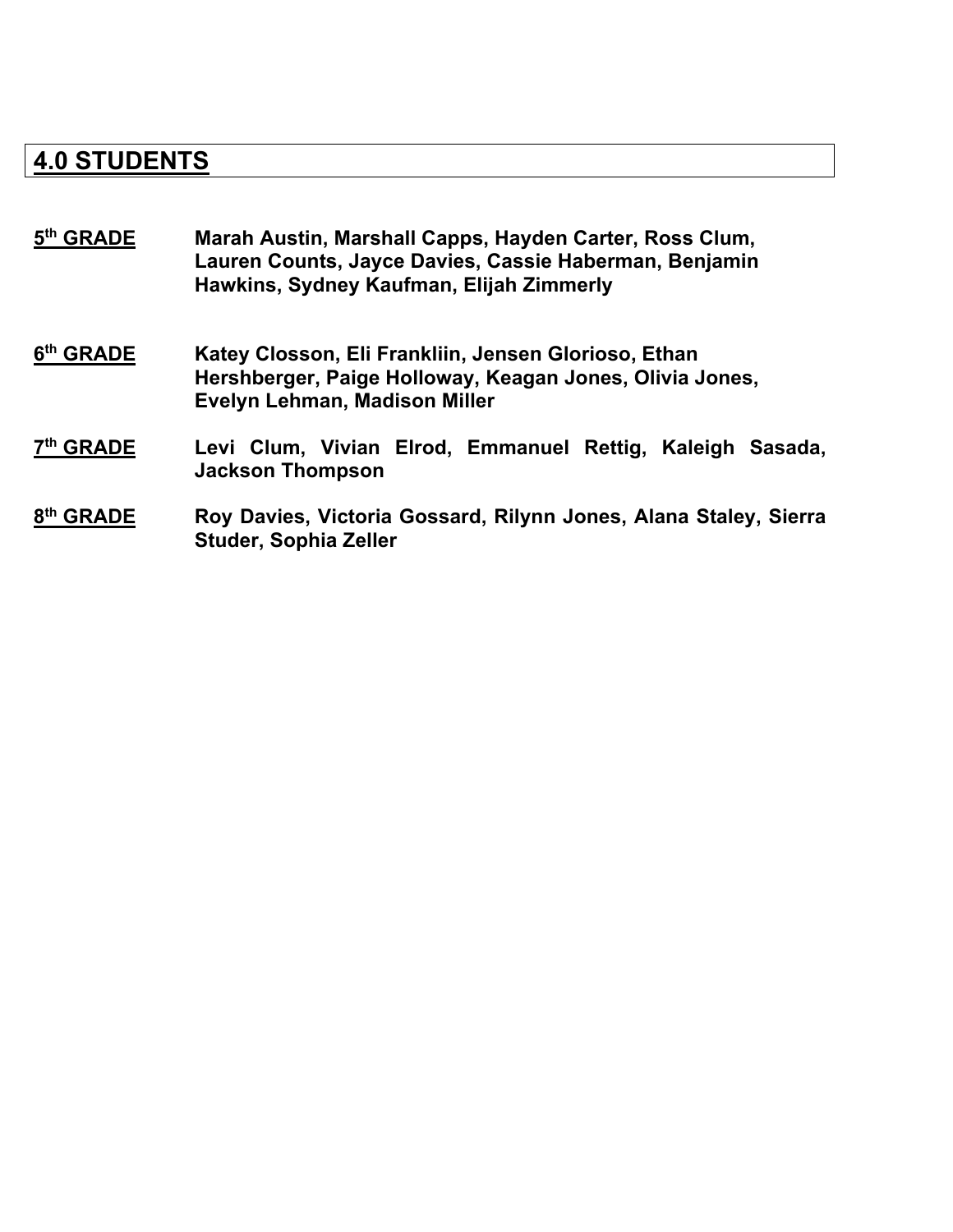## 4.0 STUDENTS

**5th GRADE** **Marah Austin, Marshall Capps, Hayden Carter, Ross Clum, Lauren Counts, Jayce Davies, Cassie Haberman, Benjamin Hawkins, Sydney Kaufman, Elijah Zimmerly**

**6th GRADE** **Katey Closson, Eli Frankliin, Jensen Glorioso, Ethan Hershberger, Paige Holloway, Keagan Jones, Olivia Jones, Evelyn Lehman, Madison Miller**

**7th GRADE** **Levi Clum, Vivian Elrod, Emmanuel Rettig, Kaleigh Sasada, Jackson Thompson**

**8th GRADE** **Roy Davies, Victoria Gossard, Rilynn Jones, Alana Staley, Sierra Studer, Sophia Zeller**